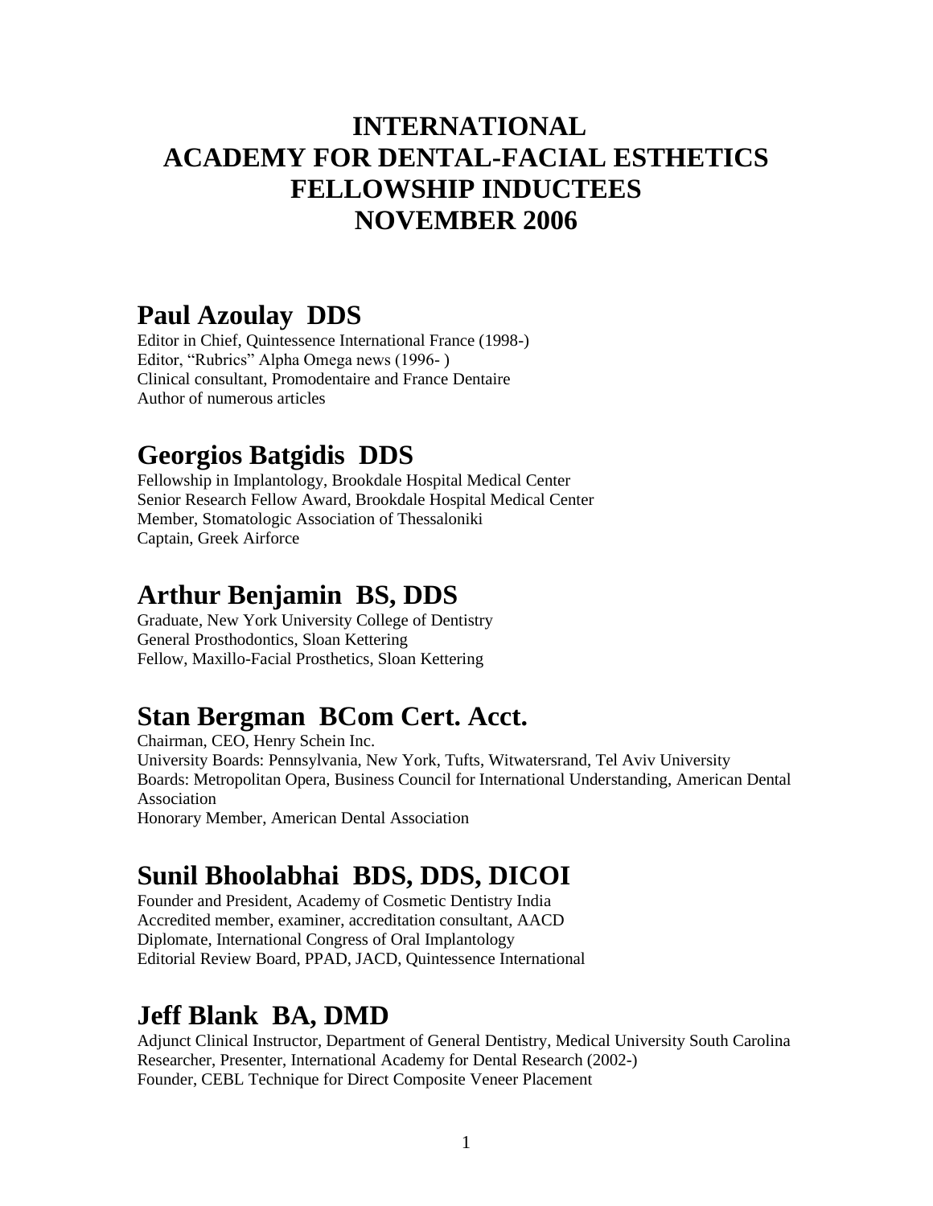# INTERNATIONAL ACADEMY FOR DENTAL-FACIAL ESTHETICS FELLOWSHIP INDUCTEES NOVEMBER 2006

## Paul Azoulay DDS

Editor in Chief, Quintessence International France (1998-)
Editor, "Rubrics" Alpha Omega news (1996- )
Clinical consultant, Promodentaire and France Dentaire
Author of numerous articles

## Georgios Batgidis DDS

Fellowship in Implantology, Brookdale Hospital Medical Center
Senior Research Fellow Award, Brookdale Hospital Medical Center
Member, Stomatologic Association of Thessaloniki
Captain, Greek Airforce

## Arthur Benjamin BS, DDS

Graduate, New York University College of Dentistry
General Prosthodontics, Sloan Kettering
Fellow, Maxillo-Facial Prosthetics, Sloan Kettering

## Stan Bergman BCom Cert. Acct.

Chairman, CEO, Henry Schein Inc.
University Boards: Pennsylvania, New York, Tufts, Witwatersrand, Tel Aviv University
Boards: Metropolitan Opera, Business Council for International Understanding, American Dental Association
Honorary Member, American Dental Association

## Sunil Bhoolabhai BDS, DDS, DICOI

Founder and President, Academy of Cosmetic Dentistry India
Accredited member, examiner, accreditation consultant, AACD
Diplomate, International Congress of Oral Implantology
Editorial Review Board, PPAD, JACD, Quintessence International

## Jeff Blank BA, DMD

Adjunct Clinical Instructor, Department of General Dentistry, Medical University South Carolina
Researcher, Presenter, International Academy for Dental Research (2002-)
Founder, CEBL Technique for Direct Composite Veneer Placement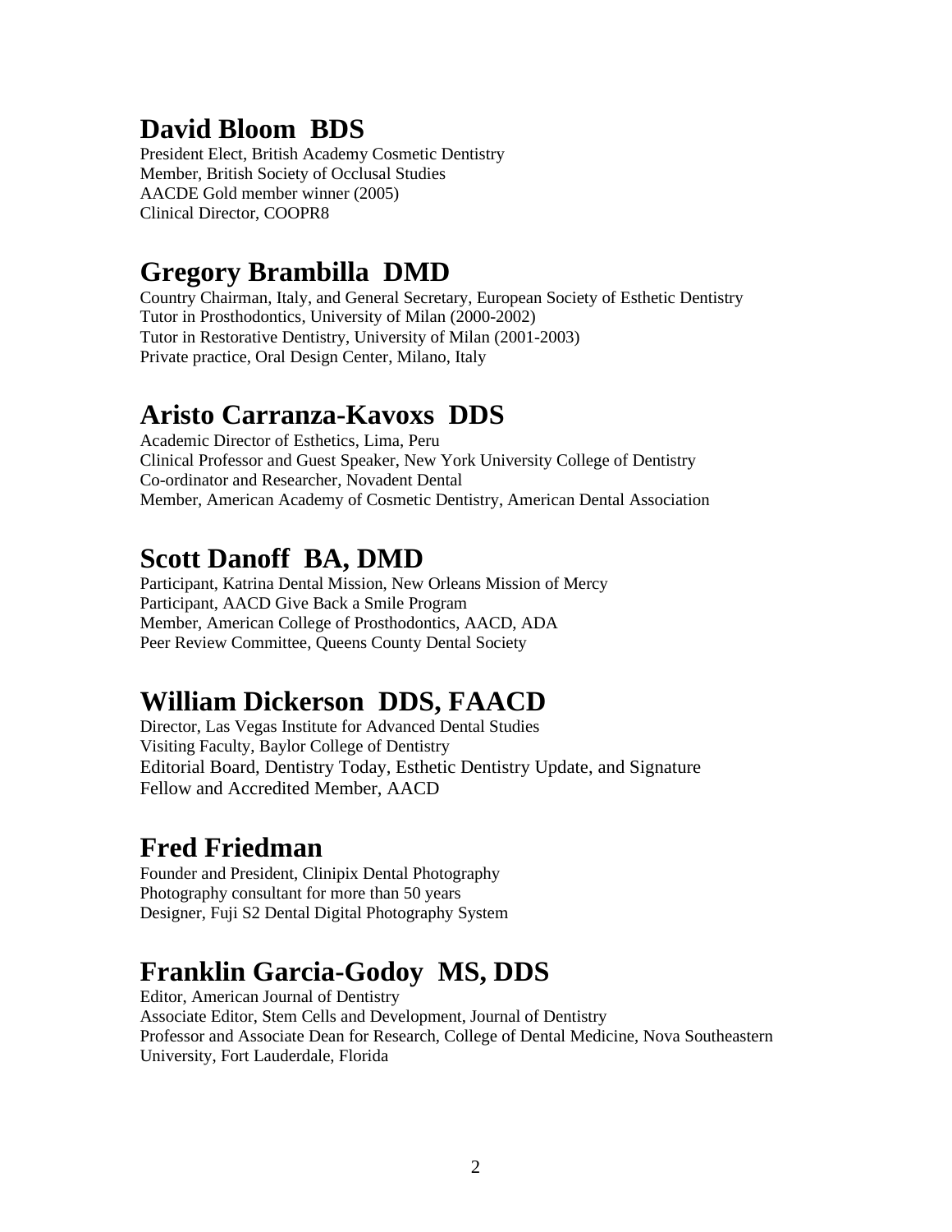## David Bloom BDS

President Elect, British Academy Cosmetic Dentistry
Member, British Society of Occlusal Studies
AACDE Gold member winner (2005)
Clinical Director, COOPR8

## Gregory Brambilla DMD

Country Chairman, Italy, and General Secretary, European Society of Esthetic Dentistry
Tutor in Prosthodontics, University of Milan (2000-2002)
Tutor in Restorative Dentistry, University of Milan (2001-2003)
Private practice, Oral Design Center, Milano, Italy

## Aristo Carranza-Kavoxs DDS

Academic Director of Esthetics, Lima, Peru
Clinical Professor and Guest Speaker, New York University College of Dentistry
Co-ordinator and Researcher, Novadent Dental
Member, American Academy of Cosmetic Dentistry, American Dental Association

## Scott Danoff BA, DMD

Participant, Katrina Dental Mission, New Orleans Mission of Mercy
Participant, AACD Give Back a Smile Program
Member, American College of Prosthodontics, AACD, ADA
Peer Review Committee, Queens County Dental Society

## William Dickerson DDS, FAACD

Director, Las Vegas Institute for Advanced Dental Studies
Visiting Faculty, Baylor College of Dentistry
Editorial Board, Dentistry Today, Esthetic Dentistry Update, and Signature
Fellow and Accredited Member, AACD

## Fred Friedman

Founder and President, Clinipix Dental Photography
Photography consultant for more than 50 years
Designer, Fuji S2 Dental Digital Photography System

## Franklin Garcia-Godoy MS, DDS

Editor, American Journal of Dentistry
Associate Editor, Stem Cells and Development, Journal of Dentistry
Professor and Associate Dean for Research, College of Dental Medicine, Nova Southeastern University, Fort Lauderdale, Florida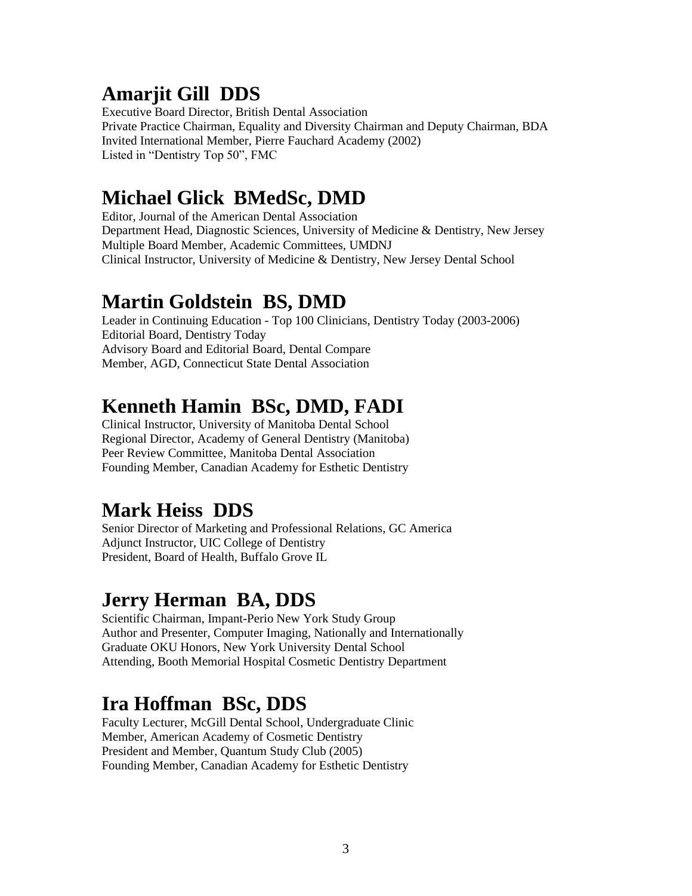## Amarjit Gill  DDS

Executive Board Director, British Dental Association
Private Practice Chairman, Equality and Diversity Chairman and Deputy Chairman, BDA
Invited International Member, Pierre Fauchard Academy (2002)
Listed in "Dentistry Top 50", FMC

## Michael Glick  BMedSc, DMD

Editor, Journal of the American Dental Association
Department Head, Diagnostic Sciences, University of Medicine & Dentistry, New Jersey
Multiple Board Member, Academic Committees, UMDNJ
Clinical Instructor, University of Medicine & Dentistry, New Jersey Dental School

## Martin Goldstein  BS, DMD

Leader in Continuing Education - Top 100 Clinicians, Dentistry Today (2003-2006)
Editorial Board, Dentistry Today
Advisory Board and Editorial Board, Dental Compare
Member, AGD, Connecticut State Dental Association

## Kenneth Hamin  BSc, DMD, FADI

Clinical Instructor, University of Manitoba Dental School
Regional Director, Academy of General Dentistry (Manitoba)
Peer Review Committee, Manitoba Dental Association
Founding Member, Canadian Academy for Esthetic Dentistry

## Mark Heiss  DDS

Senior Director of Marketing and Professional Relations, GC America
Adjunct Instructor, UIC College of Dentistry
President, Board of Health, Buffalo Grove IL

## Jerry Herman  BA, DDS

Scientific Chairman, Impant-Perio New York Study Group
Author and Presenter, Computer Imaging, Nationally and Internationally
Graduate OKU Honors, New York University Dental School
Attending, Booth Memorial Hospital Cosmetic Dentistry Department

## Ira Hoffman  BSc, DDS

Faculty Lecturer, McGill Dental School, Undergraduate Clinic
Member, American Academy of Cosmetic Dentistry
President and Member, Quantum Study Club (2005)
Founding Member, Canadian Academy for Esthetic Dentistry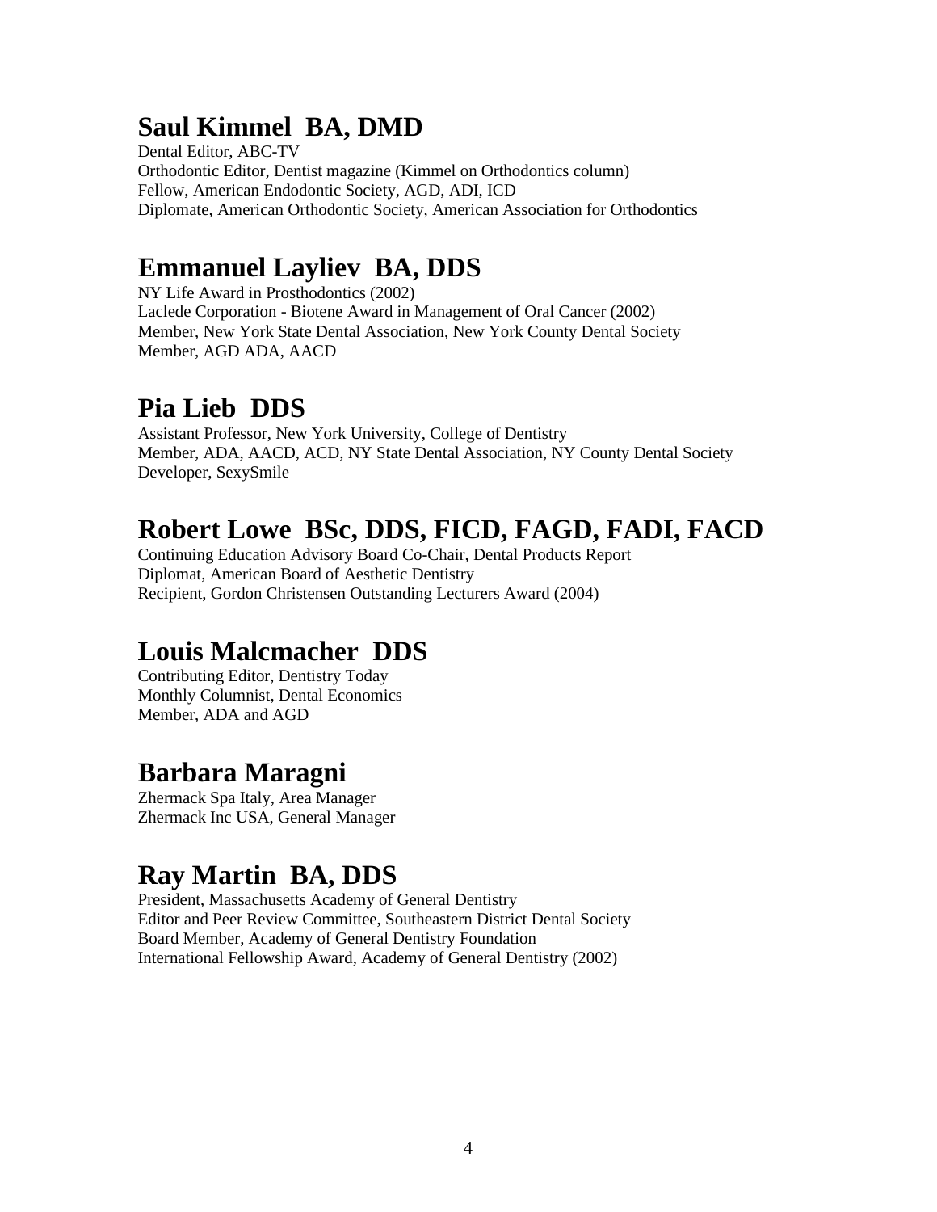## Saul Kimmel  BA, DMD

Dental Editor, ABC-TV
Orthodontic Editor, Dentist magazine (Kimmel on Orthodontics column)
Fellow, American Endodontic Society, AGD, ADI, ICD
Diplomate, American Orthodontic Society, American Association for Orthodontics

## Emmanuel Layliev  BA, DDS

NY Life Award in Prosthodontics (2002)
Laclede Corporation - Biotene Award in Management of Oral Cancer (2002)
Member, New York State Dental Association, New York County Dental Society
Member, AGD ADA, AACD

## Pia Lieb  DDS

Assistant Professor, New York University, College of Dentistry
Member, ADA, AACD, ACD, NY State Dental Association, NY County Dental Society
Developer, SexySmile

## Robert Lowe  BSc, DDS, FICD, FAGD, FADI, FACD

Continuing Education Advisory Board Co-Chair, Dental Products Report
Diplomat, American Board of Aesthetic Dentistry
Recipient, Gordon Christensen Outstanding Lecturers Award (2004)

## Louis Malcmacher  DDS

Contributing Editor, Dentistry Today
Monthly Columnist, Dental Economics
Member, ADA and AGD

## Barbara Maragni

Zhermack Spa Italy, Area Manager
Zhermack Inc USA, General Manager

## Ray Martin  BA, DDS

President, Massachusetts Academy of General Dentistry
Editor and Peer Review Committee, Southeastern District Dental Society
Board Member, Academy of General Dentistry Foundation
International Fellowship Award, Academy of General Dentistry (2002)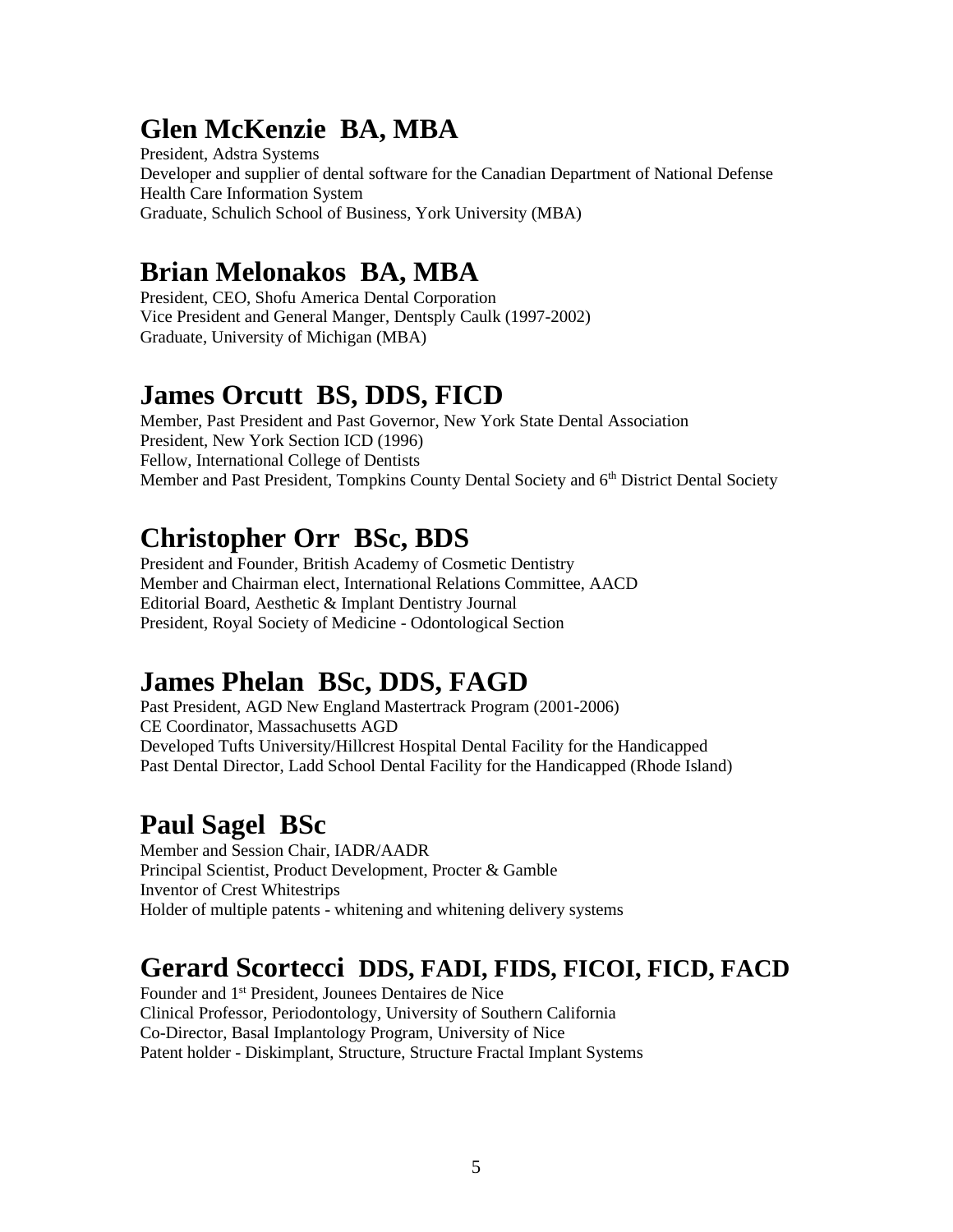## Glen McKenzie  BA, MBA

President, Adstra Systems
Developer and supplier of dental software for the Canadian Department of National Defense
Health Care Information System
Graduate, Schulich School of Business, York University (MBA)

## Brian Melonakos  BA, MBA

President, CEO, Shofu America Dental Corporation
Vice President and General Manger, Dentsply Caulk (1997-2002)
Graduate, University of Michigan (MBA)

## James Orcutt  BS, DDS, FICD

Member, Past President and Past Governor, New York State Dental Association
President, New York Section ICD (1996)
Fellow, International College of Dentists
Member and Past President, Tompkins County Dental Society and 6th District Dental Society

## Christopher Orr  BSc, BDS

President and Founder, British Academy of Cosmetic Dentistry
Member and Chairman elect, International Relations Committee, AACD
Editorial Board, Aesthetic & Implant Dentistry Journal
President, Royal Society of Medicine - Odontological Section

## James Phelan  BSc, DDS, FAGD

Past President, AGD New England Mastertrack Program (2001-2006)
CE Coordinator, Massachusetts AGD
Developed Tufts University/Hillcrest Hospital Dental Facility for the Handicapped
Past Dental Director, Ladd School Dental Facility for the Handicapped (Rhode Island)

## Paul Sagel  BSc

Member and Session Chair, IADR/AADR
Principal Scientist, Product Development, Procter & Gamble
Inventor of Crest Whitestrips
Holder of multiple patents - whitening and whitening delivery systems

## Gerard Scortecci  DDS, FADI, FIDS, FICOI, FICD, FACD

Founder and 1st President, Jounees Dentaires de Nice
Clinical Professor, Periodontology, University of Southern California
Co-Director, Basal Implantology Program, University of Nice
Patent holder - Diskimplant, Structure, Structure Fractal Implant Systems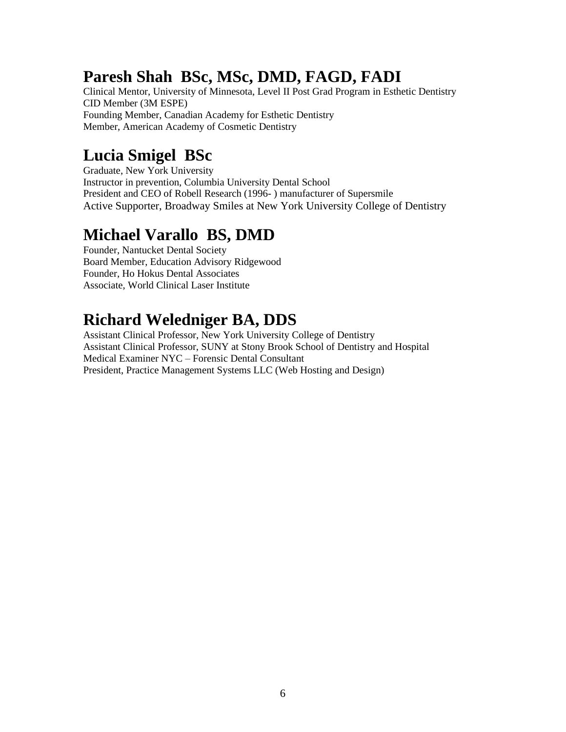## Paresh Shah BSc, MSc, DMD, FAGD, FADI

Clinical Mentor, University of Minnesota, Level II Post Grad Program in Esthetic Dentistry
CID Member (3M ESPE)
Founding Member, Canadian Academy for Esthetic Dentistry
Member, American Academy of Cosmetic Dentistry

## Lucia Smigel BSc

Graduate, New York University
Instructor in prevention, Columbia University Dental School
President and CEO of Robell Research (1996- ) manufacturer of Supersmile
Active Supporter, Broadway Smiles at New York University College of Dentistry

## Michael Varallo BS, DMD

Founder, Nantucket Dental Society
Board Member, Education Advisory Ridgewood
Founder, Ho Hokus Dental Associates
Associate, World Clinical Laser Institute

## Richard Weledniger BA, DDS

Assistant Clinical Professor, New York University College of Dentistry
Assistant Clinical Professor, SUNY at Stony Brook School of Dentistry and Hospital
Medical Examiner NYC – Forensic Dental Consultant
President, Practice Management Systems LLC (Web Hosting and Design)